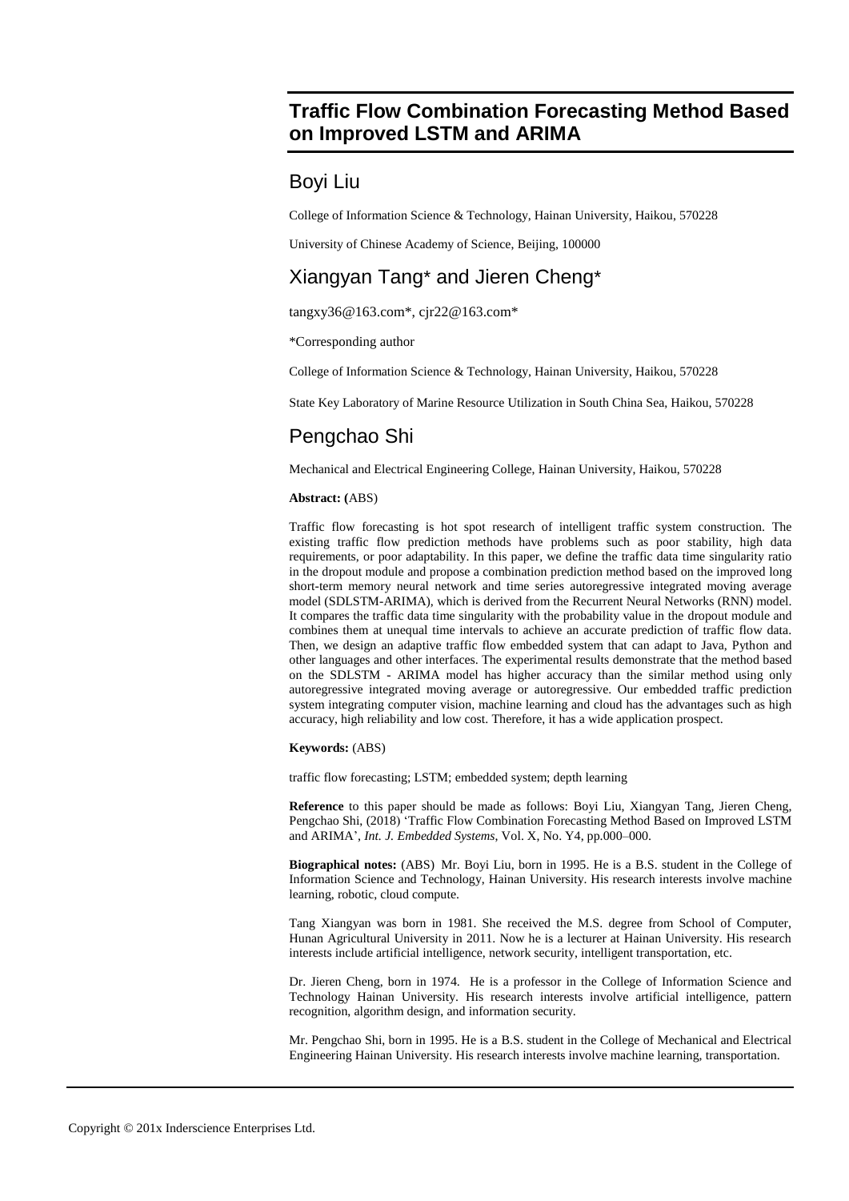# Traffic Flow Combination Forecasting Method Based on Improved LSTM and ARIMA

## Boyi Liu

College of Information Science & Technology, Hainan University, Haikou, 570228

University of Chinese Academy of Science, Beijing, 100000

## Xiangyan Tang* and Jieren Cheng*

tangxy36@163.com*, cjr22@163.com*

*Corresponding author

College of Information Science & Technology, Hainan University, Haikou, 570228

State Key Laboratory of Marine Resource Utilization in South China Sea, Haikou, 570228

## Pengchao Shi

Mechanical and Electrical Engineering College, Hainan University, Haikou, 570228

**Abstract: (**ABS)

Traffic flow forecasting is hot spot research of intelligent traffic system construction. The existing traffic flow prediction methods have problems such as poor stability, high data requirements, or poor adaptability. In this paper, we define the traffic data time singularity ratio in the dropout module and propose a combination prediction method based on the improved long short-term memory neural network and time series autoregressive integrated moving average model (SDLSTM-ARIMA), which is derived from the Recurrent Neural Networks (RNN) model. It compares the traffic data time singularity with the probability value in the dropout module and combines them at unequal time intervals to achieve an accurate prediction of traffic flow data. Then, we design an adaptive traffic flow embedded system that can adapt to Java, Python and other languages and other interfaces. The experimental results demonstrate that the method based on the SDLSTM - ARIMA model has higher accuracy than the similar method using only autoregressive integrated moving average or autoregressive. Our embedded traffic prediction system integrating computer vision, machine learning and cloud has the advantages such as high accuracy, high reliability and low cost. Therefore, it has a wide application prospect.

**Keywords:** (ABS)

traffic flow forecasting; LSTM; embedded system; depth learning

**Reference** to this paper should be made as follows: Boyi Liu, Xiangyan Tang, Jieren Cheng, Pengchao Shi, (2018) 'Traffic Flow Combination Forecasting Method Based on Improved LSTM and ARIMA', *Int. J. Embedded Systems*, Vol. X, No. Y4, pp.000–000.

**Biographical notes:** (ABS) Mr. Boyi Liu, born in 1995. He is a B.S. student in the College of Information Science and Technology, Hainan University. His research interests involve machine learning, robotic, cloud compute.

Tang Xiangyan was born in 1981. She received the M.S. degree from School of Computer, Hunan Agricultural University in 2011. Now he is a lecturer at Hainan University. His research interests include artificial intelligence, network security, intelligent transportation, etc.

Dr. Jieren Cheng, born in 1974. He is a professor in the College of Information Science and Technology Hainan University. His research interests involve artificial intelligence, pattern recognition, algorithm design, and information security.

Mr. Pengchao Shi, born in 1995. He is a B.S. student in the College of Mechanical and Electrical Engineering Hainan University. His research interests involve machine learning, transportation.

Copyright © 201x Inderscience Enterprises Ltd.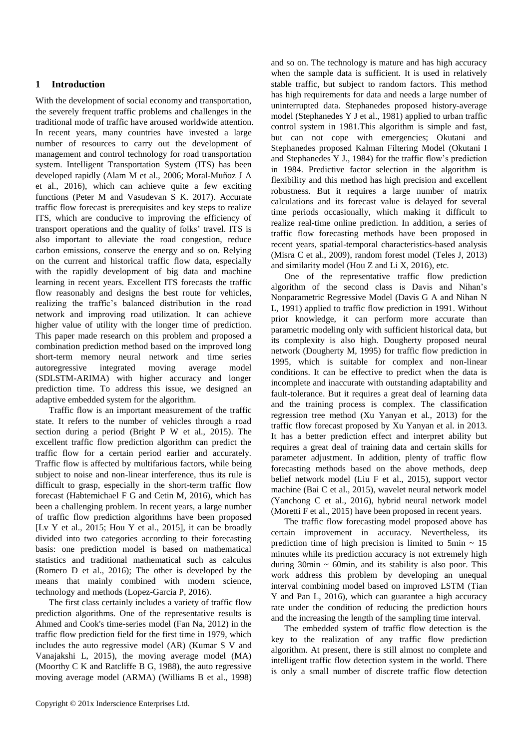## 1 Introduction

With the development of social economy and transportation, the severely frequent traffic problems and challenges in the traditional mode of traffic have aroused worldwide attention. In recent years, many countries have invested a large number of resources to carry out the development of management and control technology for road transportation system. Intelligent Transportation System (ITS) has been developed rapidly (Alam M et al., 2006; Moral-Muñoz J A et al., 2016), which can achieve quite a few exciting functions (Peter M and Vasudevan S K. 2017). Accurate traffic flow forecast is prerequisites and key steps to realize ITS, which are conducive to improving the efficiency of transport operations and the quality of folks' travel. ITS is also important to alleviate the road congestion, reduce carbon emissions, conserve the energy and so on. Relying on the current and historical traffic flow data, especially with the rapidly development of big data and machine learning in recent years. Excellent ITS forecasts the traffic flow reasonably and designs the best route for vehicles, realizing the traffic's balanced distribution in the road network and improving road utilization. It can achieve higher value of utility with the longer time of prediction. This paper made research on this problem and proposed a combination prediction method based on the improved long short-term memory neural network and time series autoregressive integrated moving average model (SDLSTM-ARIMA) with higher accuracy and longer prediction time. To address this issue, we designed an adaptive embedded system for the algorithm.

Traffic flow is an important measurement of the traffic state. It refers to the number of vehicles through a road section during a period (Bright P W et al., 2015). The excellent traffic flow prediction algorithm can predict the traffic flow for a certain period earlier and accurately. Traffic flow is affected by multifarious factors, while being subject to noise and non-linear interference, thus its rule is difficult to grasp, especially in the short-term traffic flow forecast (Habtemichael F G and Cetin M, 2016), which has been a challenging problem. In recent years, a large number of traffic flow prediction algorithms have been proposed [Lv Y et al., 2015; Hou Y et al., 2015], it can be broadly divided into two categories according to their forecasting basis: one prediction model is based on mathematical statistics and traditional mathematical such as calculus (Romero D et al., 2016); The other is developed by the means that mainly combined with modern science, technology and methods (Lopez-Garcia P, 2016).

The first class certainly includes a variety of traffic flow prediction algorithms. One of the representative results is Ahmed and Cook's time-series model (Fan Na, 2012) in the traffic flow prediction field for the first time in 1979, which includes the auto regressive model (AR) (Kumar S V and Vanajakshi L, 2015), the moving average model (MA) (Moorthy C K and Ratcliffe B G, 1988), the auto regressive moving average model (ARMA) (Williams B et al., 1998) and so on. The technology is mature and has high accuracy when the sample data is sufficient. It is used in relatively stable traffic, but subject to random factors. This method has high requirements for data and needs a large number of uninterrupted data. Stephanedes proposed history-average model (Stephanedes Y J et al., 1981) applied to urban traffic control system in 1981.This algorithm is simple and fast, but can not cope with emergencies; Okutani and Stephanedes proposed Kalman Filtering Model (Okutani I and Stephanedes Y J., 1984) for the traffic flow's prediction in 1984. Predictive factor selection in the algorithm is flexibility and this method has high precision and excellent robustness. But it requires a large number of matrix calculations and its forecast value is delayed for several time periods occasionally, which making it difficult to realize real-time online prediction. In addition, a series of traffic flow forecasting methods have been proposed in recent years, spatial-temporal characteristics-based analysis (Misra C et al., 2009), random forest model (Teles J, 2013) and similarity model (Hou Z and Li X, 2016), etc.

One of the representative traffic flow prediction algorithm of the second class is Davis and Nihan's Nonparametric Regressive Model (Davis G A and Nihan N L, 1991) applied to traffic flow prediction in 1991. Without prior knowledge, it can perform more accurate than parametric modeling only with sufficient historical data, but its complexity is also high. Dougherty proposed neural network (Dougherty M, 1995) for traffic flow prediction in 1995, which is suitable for complex and non-linear conditions. It can be effective to predict when the data is incomplete and inaccurate with outstanding adaptability and fault-tolerance. But it requires a great deal of learning data and the training process is complex. The classification regression tree method (Xu Yanyan et al., 2013) for the traffic flow forecast proposed by Xu Yanyan et al. in 2013. It has a better prediction effect and interpret ability but requires a great deal of training data and certain skills for parameter adjustment. In addition, plenty of traffic flow forecasting methods based on the above methods, deep belief network model (Liu F et al., 2015), support vector machine (Bai C et al., 2015), wavelet neural network model (Yanchong C et al., 2016), hybrid neural network model (Moretti F et al., 2015) have been proposed in recent years.

The traffic flow forecasting model proposed above has certain improvement in accuracy. Nevertheless, its prediction time of high precision is limited to 5min ~ 15 minutes while its prediction accuracy is not extremely high during 30min ~ 60min, and its stability is also poor. This work address this problem by developing an unequal interval combining model based on improved LSTM (Tian Y and Pan L, 2016), which can guarantee a high accuracy rate under the condition of reducing the prediction hours and the increasing the length of the sampling time interval.

The embedded system of traffic flow detection is the key to the realization of any traffic flow prediction algorithm. At present, there is still almost no complete and intelligent traffic flow detection system in the world. There is only a small number of discrete traffic flow detection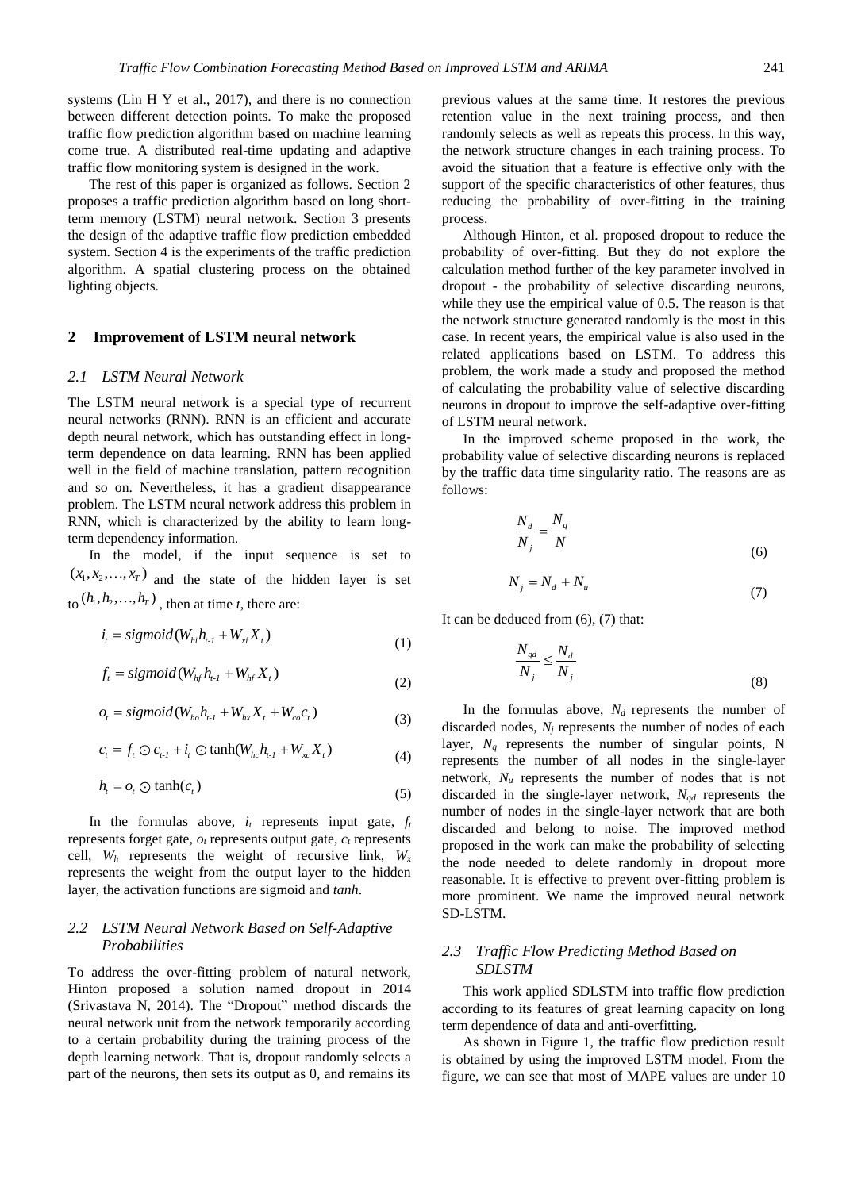systems (Lin H Y et al., 2017), and there is no connection between different detection points. To make the proposed traffic flow prediction algorithm based on machine learning come true. A distributed real-time updating and adaptive traffic flow monitoring system is designed in the work.

The rest of this paper is organized as follows. Section 2 proposes a traffic prediction algorithm based on long short-term memory (LSTM) neural network. Section 3 presents the design of the adaptive traffic flow prediction embedded system. Section 4 is the experiments of the traffic prediction algorithm. A spatial clustering process on the obtained lighting objects.

## 2 Improvement of LSTM neural network

### 2.1 LSTM Neural Network

The LSTM neural network is a special type of recurrent neural networks (RNN). RNN is an efficient and accurate depth neural network, which has outstanding effect in long-term dependence on data learning. RNN has been applied well in the field of machine translation, pattern recognition and so on. Nevertheless, it has a gradient disappearance problem. The LSTM neural network address this problem in RNN, which is characterized by the ability to learn long-term dependency information.

In the model, if the input sequence is set to $(x_1, x_2, \ldots, x_T)$ and the state of the hidden layer is set to $(h_1, h_2, \ldots, h_T)$, then at time *t*, there are:

$$i_t = sigmoid(W_{hi} h_{t-1} + W_{xi} X_t) \tag{1}$$

$$f_t = sigmoid(W_{hf} h_{t-1} + W_{hf} X_t) \tag{2}$$

$$o_t = sigmoid(W_{ho} h_{t-1} + W_{hx} X_t + W_{co} c_t) \tag{3}$$

$$c_t = f_t \odot c_{t-1} + i_t \odot \tanh(W_{hc} h_{t-1} + W_{xc} X_t) \tag{4}$$

$$h_t = o_t \odot \tanh(c_t) \tag{5}$$

In the formulas above, $i_t$ represents input gate, $f_t$ represents forget gate, $o_t$ represents output gate, $c_t$ represents cell, $W_h$ represents the weight of recursive link, $W_x$ represents the weight from the output layer to the hidden layer, the activation functions are sigmoid and *tanh*.

### 2.2 LSTM Neural Network Based on Self-Adaptive Probabilities

To address the over-fitting problem of natural network, Hinton proposed a solution named dropout in 2014 (Srivastava N, 2014). The "Dropout" method discards the neural network unit from the network temporarily according to a certain probability during the training process of the depth learning network. That is, dropout randomly selects a part of the neurons, then sets its output as 0, and remains its previous values at the same time. It restores the previous retention value in the next training process, and then randomly selects as well as repeats this process. In this way, the network structure changes in each training process. To avoid the situation that a feature is effective only with the support of the specific characteristics of other features, thus reducing the probability of over-fitting in the training process.

Although Hinton, et al. proposed dropout to reduce the probability of over-fitting. But they do not explore the calculation method further of the key parameter involved in dropout - the probability of selective discarding neurons, while they use the empirical value of 0.5. The reason is that the network structure generated randomly is the most in this case. In recent years, the empirical value is also used in the related applications based on LSTM. To address this problem, the work made a study and proposed the method of calculating the probability value of selective discarding neurons in dropout to improve the self-adaptive over-fitting of LSTM neural network.

In the improved scheme proposed in the work, the probability value of selective discarding neurons is replaced by the traffic data time singularity ratio. The reasons are as follows:

$$\frac{N_d}{N_j} = \frac{N_q}{N} \tag{6}$$

$$N_j = N_d + N_u \tag{7}$$

It can be deduced from (6), (7) that:

$$\frac{N_{qd}}{N_j} \leq \frac{N_d}{N_j} \tag{8}$$

In the formulas above, $N_d$ represents the number of discarded nodes, $N_j$ represents the number of nodes of each layer, $N_q$ represents the number of singular points, N represents the number of all nodes in the single-layer network, $N_u$ represents the number of nodes that is not discarded in the single-layer network, $N_{qd}$ represents the number of nodes in the single-layer network that are both discarded and belong to noise. The improved method proposed in the work can make the probability of selecting the node needed to delete randomly in dropout more reasonable. It is effective to prevent over-fitting problem is more prominent. We name the improved neural network SD-LSTM.

### 2.3 Traffic Flow Predicting Method Based on SDLSTM

This work applied SDLSTM into traffic flow prediction according to its features of great learning capacity on long term dependence of data and anti-overfitting.

As shown in Figure 1, the traffic flow prediction result is obtained by using the improved LSTM model. From the figure, we can see that most of MAPE values are under 10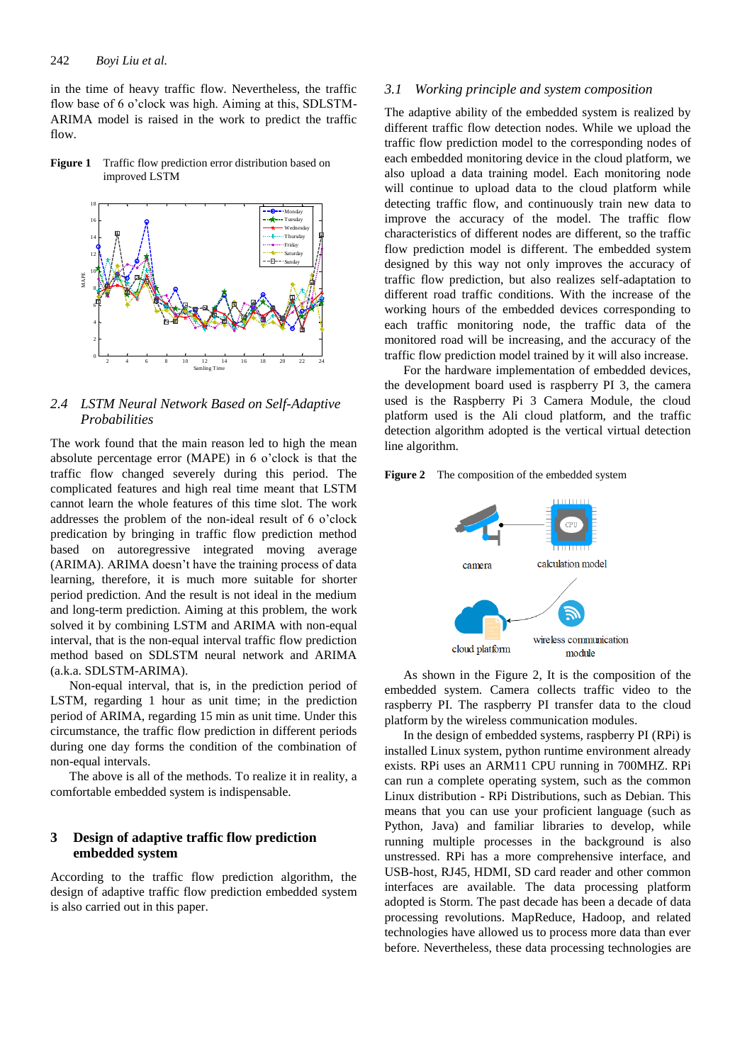in the time of heavy traffic flow. Nevertheless, the traffic flow base of 6 o'clock was high. Aiming at this, SDLSTM-ARIMA model is raised in the work to predict the traffic flow.

**Figure 1** Traffic flow prediction error distribution based on improved LSTM

## 2.4 *LSTM Neural Network Based on Self-Adaptive Probabilities*

The work found that the main reason led to high the mean absolute percentage error (MAPE) in 6 o'clock is that the traffic flow changed severely during this period. The complicated features and high real time meant that LSTM cannot learn the whole features of this time slot. The work addresses the problem of the non-ideal result of 6 o'clock predication by bringing in traffic flow prediction method based on autoregressive integrated moving average (ARIMA). ARIMA doesn't have the training process of data learning, therefore, it is much more suitable for shorter period prediction. And the result is not ideal in the medium and long-term prediction. Aiming at this problem, the work solved it by combining LSTM and ARIMA with non-equal interval, that is the non-equal interval traffic flow prediction method based on SDLSTM neural network and ARIMA (a.k.a. SDLSTM-ARIMA).

Non-equal interval, that is, in the prediction period of LSTM, regarding 1 hour as unit time; in the prediction period of ARIMA, regarding 15 min as unit time. Under this circumstance, the traffic flow prediction in different periods during one day forms the condition of the combination of non-equal intervals.

The above is all of the methods. To realize it in reality, a comfortable embedded system is indispensable.

# 3 Design of adaptive traffic flow prediction embedded system

According to the traffic flow prediction algorithm, the design of adaptive traffic flow prediction embedded system is also carried out in this paper.

## 3.1 *Working principle and system composition*

The adaptive ability of the embedded system is realized by different traffic flow detection nodes. While we upload the traffic flow prediction model to the corresponding nodes of each embedded monitoring device in the cloud platform, we also upload a data training model. Each monitoring node will continue to upload data to the cloud platform while detecting traffic flow, and continuously train new data to improve the accuracy of the model. The traffic flow characteristics of different nodes are different, so the traffic flow prediction model is different. The embedded system designed by this way not only improves the accuracy of traffic flow prediction, but also realizes self-adaptation to different road traffic conditions. With the increase of the working hours of the embedded devices corresponding to each traffic monitoring node, the traffic data of the monitored road will be increasing, and the accuracy of the traffic flow prediction model trained by it will also increase.

For the hardware implementation of embedded devices, the development board used is raspberry PI 3, the camera used is the Raspberry Pi 3 Camera Module, the cloud platform used is the Ali cloud platform, and the traffic detection algorithm adopted is the vertical virtual detection line algorithm.

**Figure 2** The composition of the embedded system

As shown in the Figure 2, It is the composition of the embedded system. Camera collects traffic video to the raspberry PI. The raspberry PI transfer data to the cloud platform by the wireless communication modules.

In the design of embedded systems, raspberry PI (RPi) is installed Linux system, python runtime environment already exists. RPi uses an ARM11 CPU running in 700MHZ. RPi can run a complete operating system, such as the common Linux distribution - RPi Distributions, such as Debian. This means that you can use your proficient language (such as Python, Java) and familiar libraries to develop, while running multiple processes in the background is also unstressed. RPi has a more comprehensive interface, and USB-host, RJ45, HDMI, SD card reader and other common interfaces are available. The data processing platform adopted is Storm. The past decade has been a decade of data processing revolutions. MapReduce, Hadoop, and related technologies have allowed us to process more data than ever before. Nevertheless, these data processing technologies are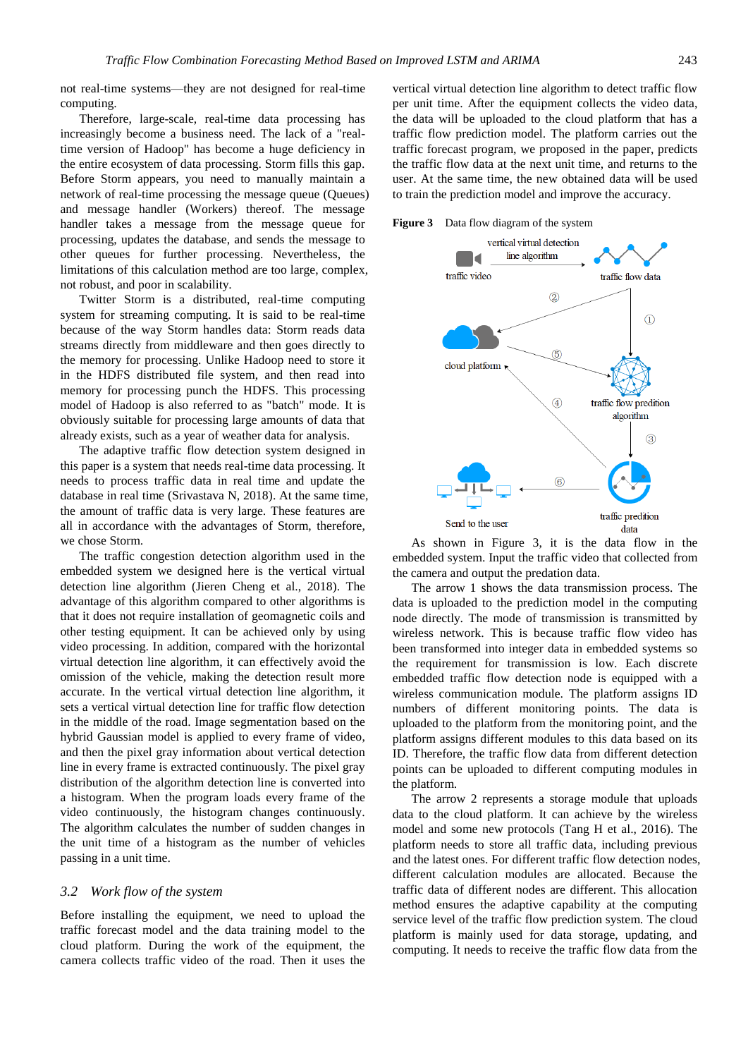not real-time systems—they are not designed for real-time computing.

Therefore, large-scale, real-time data processing has increasingly become a business need. The lack of a "real-time version of Hadoop" has become a huge deficiency in the entire ecosystem of data processing. Storm fills this gap. Before Storm appears, you need to manually maintain a network of real-time processing the message queue (Queues) and message handler (Workers) thereof. The message handler takes a message from the message queue for processing, updates the database, and sends the message to other queues for further processing. Nevertheless, the limitations of this calculation method are too large, complex, not robust, and poor in scalability.

Twitter Storm is a distributed, real-time computing system for streaming computing. It is said to be real-time because of the way Storm handles data: Storm reads data streams directly from middleware and then goes directly to the memory for processing. Unlike Hadoop need to store it in the HDFS distributed file system, and then read into memory for processing punch the HDFS. This processing model of Hadoop is also referred to as "batch" mode. It is obviously suitable for processing large amounts of data that already exists, such as a year of weather data for analysis.

The adaptive traffic flow detection system designed in this paper is a system that needs real-time data processing. It needs to process traffic data in real time and update the database in real time (Srivastava N, 2018). At the same time, the amount of traffic data is very large. These features are all in accordance with the advantages of Storm, therefore, we chose Storm.

The traffic congestion detection algorithm used in the embedded system we designed here is the vertical virtual detection line algorithm (Jieren Cheng et al., 2018). The advantage of this algorithm compared to other algorithms is that it does not require installation of geomagnetic coils and other testing equipment. It can be achieved only by using video processing. In addition, compared with the horizontal virtual detection line algorithm, it can effectively avoid the omission of the vehicle, making the detection result more accurate. In the vertical virtual detection line algorithm, it sets a vertical virtual detection line for traffic flow detection in the middle of the road. Image segmentation based on the hybrid Gaussian model is applied to every frame of video, and then the pixel gray information about vertical detection line in every frame is extracted continuously. The pixel gray distribution of the algorithm detection line is converted into a histogram. When the program loads every frame of the video continuously, the histogram changes continuously. The algorithm calculates the number of sudden changes in the unit time of a histogram as the number of vehicles passing in a unit time.

### *3.2 Work flow of the system*

Before installing the equipment, we need to upload the traffic forecast model and the data training model to the cloud platform. During the work of the equipment, the camera collects traffic video of the road. Then it uses the vertical virtual detection line algorithm to detect traffic flow per unit time. After the equipment collects the video data, the data will be uploaded to the cloud platform that has a traffic flow prediction model. The platform carries out the traffic forecast program, we proposed in the paper, predicts the traffic flow data at the next unit time, and returns to the user. At the same time, the new obtained data will be used to train the prediction model and improve the accuracy.

**Figure 3** Data flow diagram of the system

As shown in Figure 3, it is the data flow in the embedded system. Input the traffic video that collected from the camera and output the predation data.

The arrow 1 shows the data transmission process. The data is uploaded to the prediction model in the computing node directly. The mode of transmission is transmitted by wireless network. This is because traffic flow video has been transformed into integer data in embedded systems so the requirement for transmission is low. Each discrete embedded traffic flow detection node is equipped with a wireless communication module. The platform assigns ID numbers of different monitoring points. The data is uploaded to the platform from the monitoring point, and the platform assigns different modules to this data based on its ID. Therefore, the traffic flow data from different detection points can be uploaded to different computing modules in the platform.

The arrow 2 represents a storage module that uploads data to the cloud platform. It can achieve by the wireless model and some new protocols (Tang H et al., 2016). The platform needs to store all traffic data, including previous and the latest ones. For different traffic flow detection nodes, different calculation modules are allocated. Because the traffic data of different nodes are different. This allocation method ensures the adaptive capability at the computing service level of the traffic flow prediction system. The cloud platform is mainly used for data storage, updating, and computing. It needs to receive the traffic flow data from the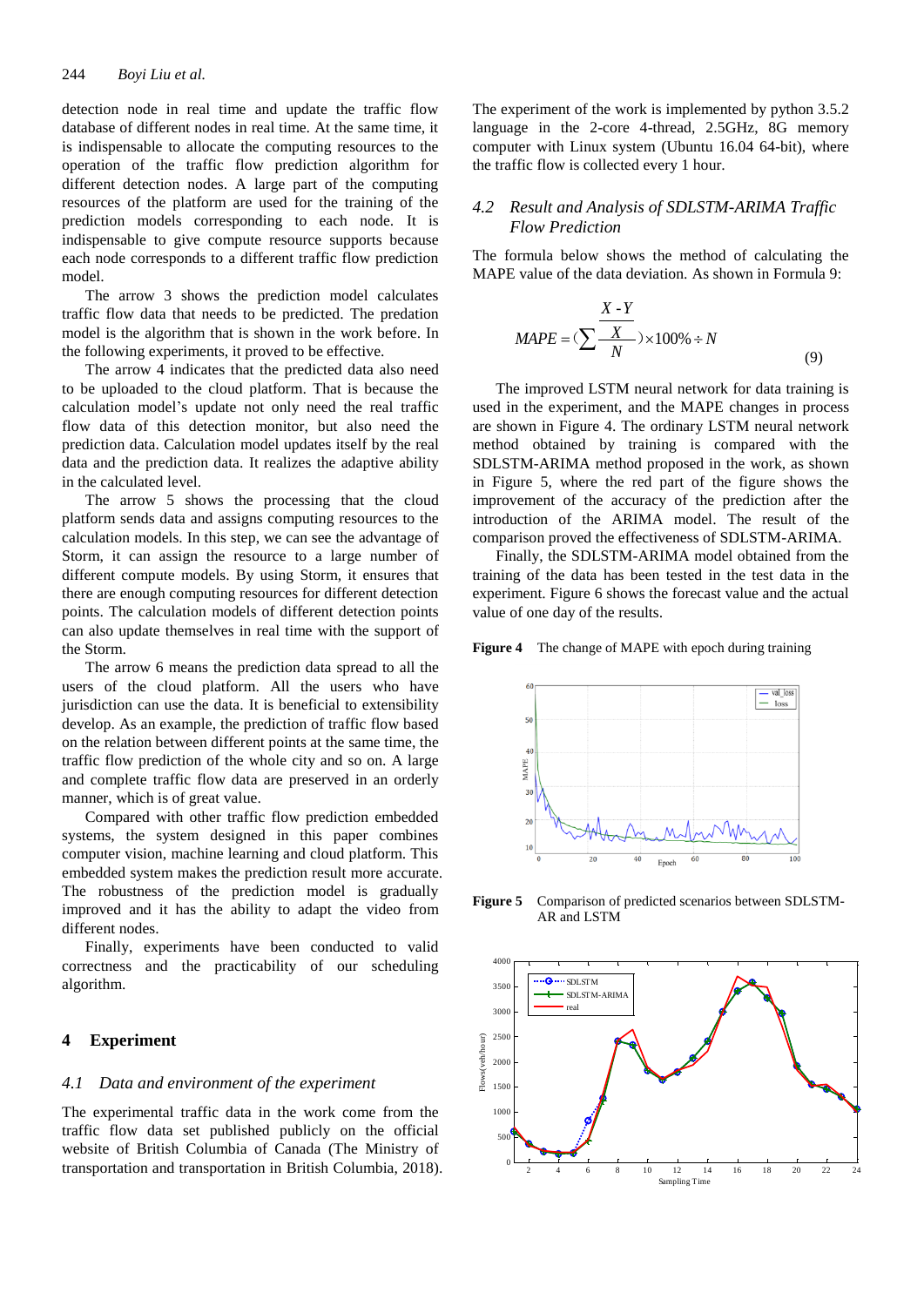detection node in real time and update the traffic flow database of different nodes in real time. At the same time, it is indispensable to allocate the computing resources to the operation of the traffic flow prediction algorithm for different detection nodes. A large part of the computing resources of the platform are used for the training of the prediction models corresponding to each node. It is indispensable to give compute resource supports because each node corresponds to a different traffic flow prediction model.

The arrow 3 shows the prediction model calculates traffic flow data that needs to be predicted. The predation model is the algorithm that is shown in the work before. In the following experiments, it proved to be effective.

The arrow 4 indicates that the predicted data also need to be uploaded to the cloud platform. That is because the calculation model's update not only need the real traffic flow data of this detection monitor, but also need the prediction data. Calculation model updates itself by the real data and the prediction data. It realizes the adaptive ability in the calculated level.

The arrow 5 shows the processing that the cloud platform sends data and assigns computing resources to the calculation models. In this step, we can see the advantage of Storm, it can assign the resource to a large number of different compute models. By using Storm, it ensures that there are enough computing resources for different detection points. The calculation models of different detection points can also update themselves in real time with the support of the Storm.

The arrow 6 means the prediction data spread to all the users of the cloud platform. All the users who have jurisdiction can use the data. It is beneficial to extensibility develop. As an example, the prediction of traffic flow based on the relation between different points at the same time, the traffic flow prediction of the whole city and so on. A large and complete traffic flow data are preserved in an orderly manner, which is of great value.

Compared with other traffic flow prediction embedded systems, the system designed in this paper combines computer vision, machine learning and cloud platform. This embedded system makes the prediction result more accurate. The robustness of the prediction model is gradually improved and it has the ability to adapt the video from different nodes.

Finally, experiments have been conducted to valid correctness and the practicability of our scheduling algorithm.

## 4 Experiment

### 4.1 *Data and environment of the experiment*

The experimental traffic data in the work come from the traffic flow data set published publicly on the official website of British Columbia of Canada (The Ministry of transportation and transportation in British Columbia, 2018).

The experiment of the work is implemented by python 3.5.2 language in the 2-core 4-thread, 2.5GHz, 8G memory computer with Linux system (Ubuntu 16.04 64-bit), where the traffic flow is collected every 1 hour.

### 4.2 *Result and Analysis of SDLSTM-ARIMA Traffic Flow Prediction*

The formula below shows the method of calculating the MAPE value of the data deviation. As shown in Formula 9:

$$MAPE = \left(\sum \frac{\frac{X - Y}{X}}{N}\right) \times 100\% \div N \tag{9}$$

The improved LSTM neural network for data training is used in the experiment, and the MAPE changes in process are shown in Figure 4. The ordinary LSTM neural network method obtained by training is compared with the SDLSTM-ARIMA method proposed in the work, as shown in Figure 5, where the red part of the figure shows the improvement of the accuracy of the prediction after the introduction of the ARIMA model. The result of the comparison proved the effectiveness of SDLSTM-ARIMA.

Finally, the SDLSTM-ARIMA model obtained from the training of the data has been tested in the test data in the experiment. Figure 6 shows the forecast value and the actual value of one day of the results.

**Figure 4** The change of MAPE with epoch during training

**Figure 5** Comparison of predicted scenarios between SDLSTM-AR and LSTM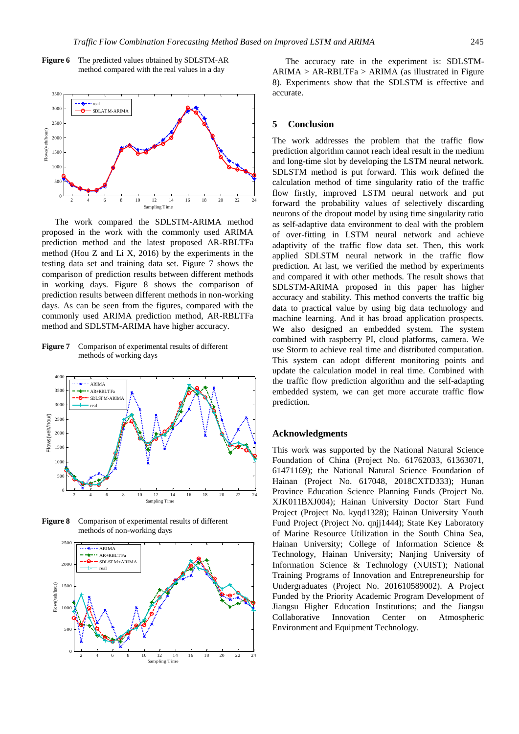**Figure 6** The predicted values obtained by SDLSTM-AR method compared with the real values in a day

The work compared the SDLSTM-ARIMA method proposed in the work with the commonly used ARIMA prediction method and the latest proposed AR-RBLTFa method (Hou Z and Li X, 2016) by the experiments in the testing data set and training data set. Figure 7 shows the comparison of prediction results between different methods in working days. Figure 8 shows the comparison of prediction results between different methods in non-working days. As can be seen from the figures, compared with the commonly used ARIMA prediction method, AR-RBLTFa method and SDLSTM-ARIMA have higher accuracy.

**Figure 7** Comparison of experimental results of different methods of working days

**Figure 8** Comparison of experimental results of different methods of non-working days

The accuracy rate in the experiment is: SDLSTM-ARIMA > AR-RBLTFa > ARIMA (as illustrated in Figure 8). Experiments show that the SDLSTM is effective and accurate.

## 5 Conclusion

The work addresses the problem that the traffic flow prediction algorithm cannot reach ideal result in the medium and long-time slot by developing the LSTM neural network. SDLSTM method is put forward. This work defined the calculation method of time singularity ratio of the traffic flow firstly, improved LSTM neural network and put forward the probability values of selectively discarding neurons of the dropout model by using time singularity ratio as self-adaptive data environment to deal with the problem of over-fitting in LSTM neural network and achieve adaptivity of the traffic flow data set. Then, this work applied SDLSTM neural network in the traffic flow prediction. At last, we verified the method by experiments and compared it with other methods. The result shows that SDLSTM-ARIMA proposed in this paper has higher accuracy and stability. This method converts the traffic big data to practical value by using big data technology and machine learning. And it has broad application prospects. We also designed an embedded system. The system combined with raspberry PI, cloud platforms, camera. We use Storm to achieve real time and distributed computation. This system can adopt different monitoring points and update the calculation model in real time. Combined with the traffic flow prediction algorithm and the self-adapting embedded system, we can get more accurate traffic flow prediction.

## Acknowledgments

This work was supported by the National Natural Science Foundation of China (Project No. 61762033, 61363071, 61471169); the National Natural Science Foundation of Hainan (Project No. 617048, 2018CXTD333); Hunan Province Education Science Planning Funds (Project No. XJK011BXJ004); Hainan University Doctor Start Fund Project (Project No. kyqd1328); Hainan University Youth Fund Project (Project No. qnjj1444); State Key Laboratory of Marine Resource Utilization in the South China Sea, Hainan University; College of Information Science & Technology, Hainan University; Nanjing University of Information Science & Technology (NUIST); National Training Programs of Innovation and Entrepreneurship for Undergraduates (Project No. 201610589002). A Project Funded by the Priority Academic Program Development of Jiangsu Higher Education Institutions; and the Jiangsu Collaborative Innovation Center on Atmospheric Environment and Equipment Technology.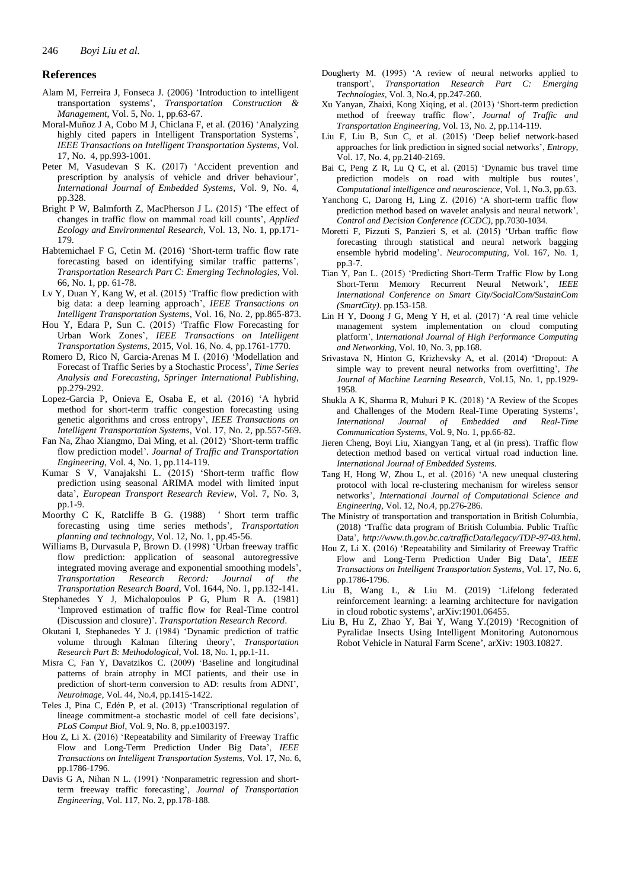## References

Alam M, Ferreira J, Fonseca J. (2006) 'Introduction to intelligent transportation systems', *Transportation Construction & Management*, Vol. 5, No. 1, pp.63-67.

Moral-Muñoz J A, Cobo M J, Chiclana F, et al. (2016) 'Analyzing highly cited papers in Intelligent Transportation Systems', *IEEE Transactions on Intelligent Transportation Systems*, Vol. 17, No. 4, pp.993-1001.

Peter M, Vasudevan S K. (2017) 'Accident prevention and prescription by analysis of vehicle and driver behaviour', *International Journal of Embedded Systems*, Vol. 9, No. 4, pp.328.

Bright P W, Balmforth Z, MacPherson J L. (2015) 'The effect of changes in traffic flow on mammal road kill counts', *Applied Ecology and Environmental Research*, Vol. 13, No. 1, pp.171-179.

Habtemichael F G, Cetin M. (2016) 'Short-term traffic flow rate forecasting based on identifying similar traffic patterns', *Transportation Research Part C: Emerging Technologies*, Vol. 66, No. 1, pp. 61-78.

Lv Y, Duan Y, Kang W, et al. (2015) 'Traffic flow prediction with big data: a deep learning approach', *IEEE Transactions on Intelligent Transportation Systems*, Vol. 16, No. 2, pp.865-873.

Hou Y, Edara P, Sun C. (2015) 'Traffic Flow Forecasting for Urban Work Zones', *IEEE Transactions on Intelligent Transportation Systems*, 2015, Vol. 16, No. 4, pp.1761-1770.

Romero D, Rico N, Garcia-Arenas M I. (2016) 'Modellation and Forecast of Traffic Series by a Stochastic Process', *Time Series Analysis and Forecasting, Springer International Publishing*, pp.279-292.

Lopez-Garcia P, Onieva E, Osaba E, et al. (2016) 'A hybrid method for short-term traffic congestion forecasting using genetic algorithms and cross entropy', *IEEE Transactions on Intelligent Transportation Systems*, Vol. 17, No. 2, pp.557-569.

Fan Na, Zhao Xiangmo, Dai Ming, et al. (2012) 'Short-term traffic flow prediction model'. *Journal of Traffic and Transportation Engineering*, Vol. 4, No. 1, pp.114-119.

Kumar S V, Vanajakshi L. (2015) 'Short-term traffic flow prediction using seasonal ARIMA model with limited input data', *European Transport Research Review*, Vol. 7, No. 3, pp.1-9.

Moorthy C K, Ratcliffe B G. (1988) ' Short term traffic forecasting using time series methods', *Transportation planning and technology*, Vol. 12, No. 1, pp.45-56.

Williams B, Durvasula P, Brown D. (1998) 'Urban freeway traffic flow prediction: application of seasonal autoregressive integrated moving average and exponential smoothing models', *Transportation Research Record: Journal of the Transportation Research Board*, Vol. 1644, No. 1, pp.132-141.

Stephanedes Y J, Michalopoulos P G, Plum R A. (1981) 'Improved estimation of traffic flow for Real-Time control (Discussion and closure)'. *Transportation Research Record*.

Okutani I, Stephanedes Y J. (1984) 'Dynamic prediction of traffic volume through Kalman filtering theory', *Transportation Research Part B: Methodological*, Vol. 18, No. 1, pp.1-11.

Misra C, Fan Y, Davatzikos C. (2009) 'Baseline and longitudinal patterns of brain atrophy in MCI patients, and their use in prediction of short-term conversion to AD: results from ADNI', *Neuroimage*, Vol. 44, No.4, pp.1415-1422.

Teles J, Pina C, Edén P, et al. (2013) 'Transcriptional regulation of lineage commitment-a stochastic model of cell fate decisions', *PLoS Comput Biol*, Vol. 9, No. 8, pp.e1003197.

Hou Z, Li X. (2016) 'Repeatability and Similarity of Freeway Traffic Flow and Long-Term Prediction Under Big Data', *IEEE Transactions on Intelligent Transportation Systems*, Vol. 17, No. 6, pp.1786-1796.

Davis G A, Nihan N L. (1991) 'Nonparametric regression and short-term freeway traffic forecasting', *Journal of Transportation Engineering*, Vol. 117, No. 2, pp.178-188.

Dougherty M. (1995) 'A review of neural networks applied to transport', *Transportation Research Part C: Emerging Technologies*, Vol. 3, No.4, pp.247-260.

Xu Yanyan, Zhaixi, Kong Xiqing, et al. (2013) 'Short-term prediction method of freeway traffic flow', *Journal of Traffic and Transportation Engineering*, Vol. 13, No. 2, pp.114-119.

Liu F, Liu B, Sun C, et al. (2015) 'Deep belief network-based approaches for link prediction in signed social networks', *Entropy*, Vol. 17, No. 4, pp.2140-2169.

Bai C, Peng Z R, Lu Q C, et al. (2015) 'Dynamic bus travel time prediction models on road with multiple bus routes', *Computational intelligence and neuroscience*, Vol. 1, No.3, pp.63.

Yanchong C, Darong H, Ling Z. (2016) 'A short-term traffic flow prediction method based on wavelet analysis and neural network', *Control and Decision Conference (CCDC)*, pp.7030-1034.

Moretti F, Pizzuti S, Panzieri S, et al. (2015) 'Urban traffic flow forecasting through statistical and neural network bagging ensemble hybrid modeling'. *Neurocomputing*, Vol. 167, No. 1, pp.3-7.

Tian Y, Pan L. (2015) 'Predicting Short-Term Traffic Flow by Long Short-Term Memory Recurrent Neural Network', *IEEE International Conference on Smart City/SocialCom/SustainCom (SmartCity)*. pp.153-158.

Lin H Y, Doong J G, Meng Y H, et al. (2017) 'A real time vehicle management system implementation on cloud computing platform', I*nternational Journal of High Performance Computing and Networking*, Vol. 10, No. 3, pp.168.

Srivastava N, Hinton G, Krizhevsky A, et al. (2014) 'Dropout: A simple way to prevent neural networks from overfitting', *The Journal of Machine Learning Research*, Vol.15, No. 1, pp.1929-1958.

Shukla A K, Sharma R, Muhuri P K. (2018) 'A Review of the Scopes and Challenges of the Modern Real-Time Operating Systems', *International Journal of Embedded and Real-Time Communication Systems*, Vol. 9, No. 1, pp.66-82.

Jieren Cheng, Boyi Liu, Xiangyan Tang, et al (in press). Traffic flow detection method based on vertical virtual road induction line. *International Journal of Embedded Systems*.

Tang H, Hong W, Zhou L, et al. (2016) 'A new unequal clustering protocol with local re-clustering mechanism for wireless sensor networks', *International Journal of Computational Science and Engineering*, Vol. 12, No.4, pp.276-286.

The Ministry of transportation and transportation in British Columbia, (2018) 'Traffic data program of British Columbia. Public Traffic Data', *http://www.th.gov.bc.ca/trafficData/legacy/TDP-97-03.html*.

Hou Z, Li X. (2016) 'Repeatability and Similarity of Freeway Traffic Flow and Long-Term Prediction Under Big Data', *IEEE Transactions on Intelligent Transportation Systems*, Vol. 17, No. 6, pp.1786-1796.

Liu B, Wang L, & Liu M. (2019) 'Lifelong federated reinforcement learning: a learning architecture for navigation in cloud robotic systems', arXiv:1901.06455.

Liu B, Hu Z, Zhao Y, Bai Y, Wang Y.(2019) 'Recognition of Pyralidae Insects Using Intelligent Monitoring Autonomous Robot Vehicle in Natural Farm Scene', arXiv: 1903.10827.